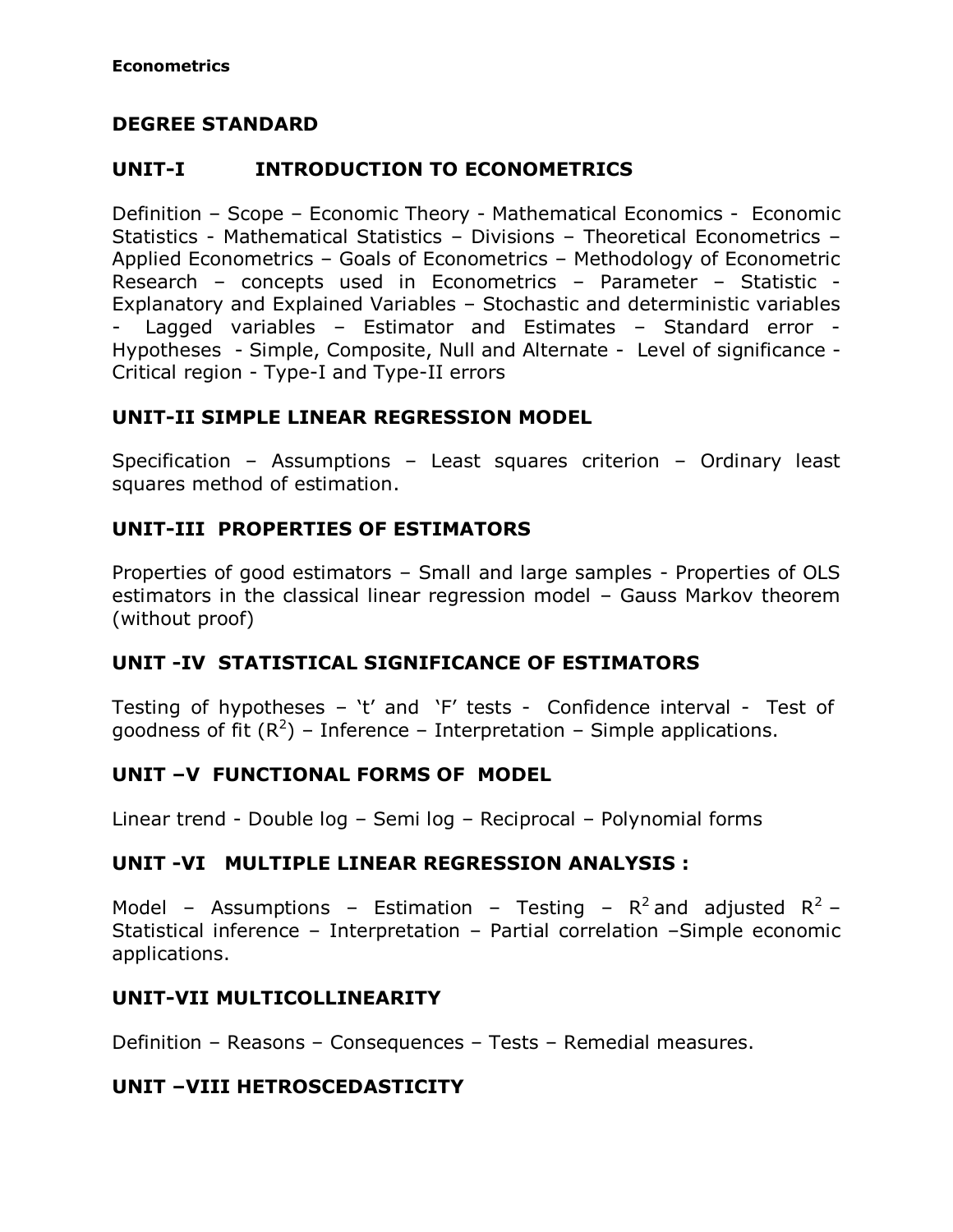**Econometrics**

## DEGREE STANDARD

### UNIT-I INTRODUCTION TO ECONOMETRICS

Definition – Scope – Economic Theory - Mathematical Economics - Economic Statistics - Mathematical Statistics – Divisions – Theoretical Econometrics – Applied Econometrics – Goals of Econometrics – Methodology of Econometric Research – concepts used in Econometrics – Parameter – Statistic - Explanatory and Explained Variables – Stochastic and deterministic variables - Lagged variables – Estimator and Estimates – Standard error - Hypotheses - Simple, Composite, Null and Alternate - Level of significance - Critical region - Type-I and Type-II errors

### UNIT-II SIMPLE LINEAR REGRESSION MODEL

Specification – Assumptions – Least squares criterion – Ordinary least squares method of estimation.

### UNIT-III PROPERTIES OF ESTIMATORS

Properties of good estimators – Small and large samples - Properties of OLS estimators in the classical linear regression model – Gauss Markov theorem (without proof)

### UNIT -IV STATISTICAL SIGNIFICANCE OF ESTIMATORS

Testing of hypotheses – 't' and 'F' tests - Confidence interval - Test of goodness of fit ($R^2$) – Inference – Interpretation – Simple applications.

### UNIT –V FUNCTIONAL FORMS OF MODEL

Linear trend - Double log – Semi log – Reciprocal – Polynomial forms

### UNIT -VI MULTIPLE LINEAR REGRESSION ANALYSIS :

Model – Assumptions – Estimation – Testing – $R^2$ and adjusted $R^2$ – Statistical inference – Interpretation – Partial correlation –Simple economic applications.

### UNIT-VII MULTICOLLINEARITY

Definition – Reasons – Consequences – Tests – Remedial measures.

### UNIT –VIII HETROSCEDASTICITY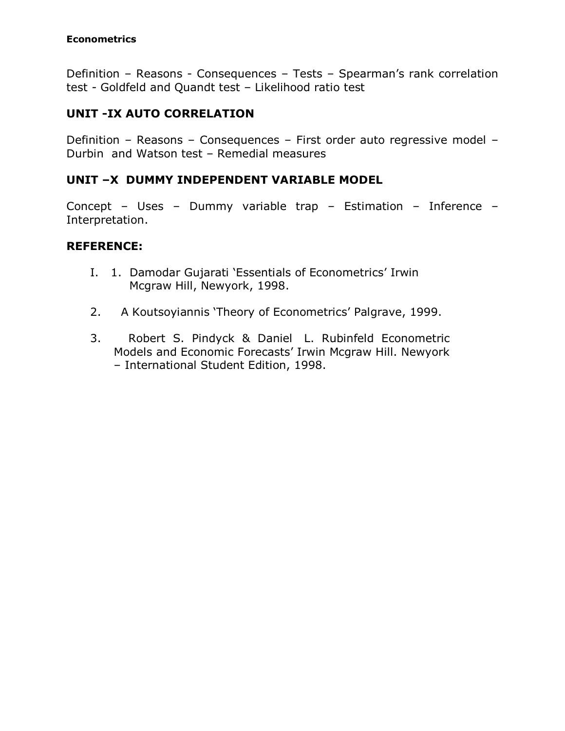Definition – Reasons - Consequences – Tests – Spearman's rank correlation test - Goldfeld and Quandt test – Likelihood ratio test

## UNIT -IX AUTO CORRELATION

Definition – Reasons – Consequences – First order auto regressive model – Durbin and Watson test – Remedial measures

## UNIT –X DUMMY INDEPENDENT VARIABLE MODEL

Concept – Uses – Dummy variable trap – Estimation – Inference – Interpretation.

## REFERENCE:

I. 1. Damodar Gujarati 'Essentials of Econometrics' Irwin Mcgraw Hill, Newyork, 1998.

2. A Koutsoyiannis 'Theory of Econometrics' Palgrave, 1999.

3. Robert S. Pindyck & Daniel L. Rubinfeld Econometric Models and Economic Forecasts' Irwin Mcgraw Hill. Newyork – International Student Edition, 1998.